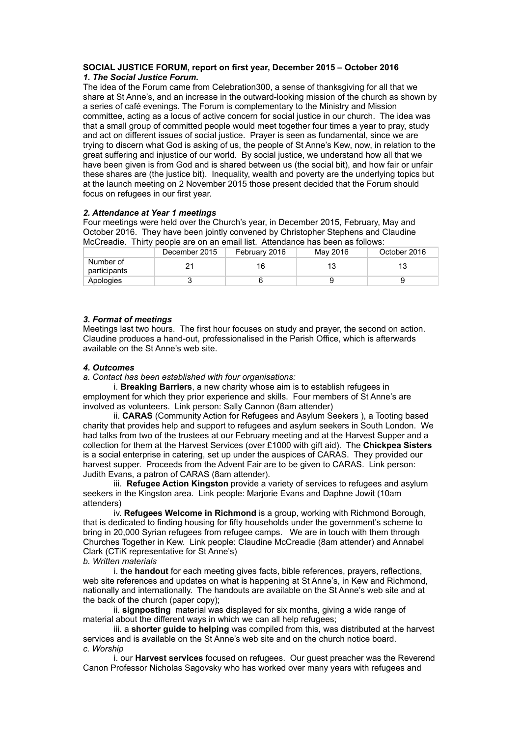**SOCIAL JUSTICE FORUM, report on first year, December 2015 – October 2016**

***1. The Social Justice Forum.***

The idea of the Forum came from Celebration300, a sense of thanksgiving for all that we share at St Anne's, and an increase in the outward-looking mission of the church as shown by a series of café evenings. The Forum is complementary to the Ministry and Mission committee, acting as a locus of active concern for social justice in our church. The idea was that a small group of committed people would meet together four times a year to pray, study and act on different issues of social justice. Prayer is seen as fundamental, since we are trying to discern what God is asking of us, the people of St Anne's Kew, now, in relation to the great suffering and injustice of our world. By social justice, we understand how all that we have been given is from God and is shared between us (the social bit), and how fair or unfair these shares are (the justice bit). Inequality, wealth and poverty are the underlying topics but at the launch meeting on 2 November 2015 those present decided that the Forum should focus on refugees in our first year.

***2. Attendance at Year 1 meetings***

Four meetings were held over the Church's year, in December 2015, February, May and October 2016. They have been jointly convened by Christopher Stephens and Claudine McCreadie. Thirty people are on an email list. Attendance has been as follows:

| | December 2015 | February 2016 | May 2016 | October 2016 |
|---|---|---|---|---|
| Number of participants | 21 | 16 | 13 | 13 |
| Apologies | 3 | 6 | 9 | 9 |

***3. Format of meetings***

Meetings last two hours. The first hour focuses on study and prayer, the second on action. Claudine produces a hand-out, professionalised in the Parish Office, which is afterwards available on the St Anne's web site.

***4. Outcomes***

*a. Contact has been established with four organisations:*

i. **Breaking Barriers**, a new charity whose aim is to establish refugees in employment for which they prior experience and skills. Four members of St Anne's are involved as volunteers. Link person: Sally Cannon (8am attender)

ii. **CARAS** (Community Action for Refugees and Asylum Seekers ), a Tooting based charity that provides help and support to refugees and asylum seekers in South London. We had talks from two of the trustees at our February meeting and at the Harvest Supper and a collection for them at the Harvest Services (over £1000 with gift aid). The **Chickpea Sisters** is a social enterprise in catering, set up under the auspices of CARAS. They provided our harvest supper. Proceeds from the Advent Fair are to be given to CARAS. Link person: Judith Evans, a patron of CARAS (8am attender).

iii. **Refugee Action Kingston** provide a variety of services to refugees and asylum seekers in the Kingston area. Link people: Marjorie Evans and Daphne Jowit (10am attenders)

iv. **Refugees Welcome in Richmond** is a group, working with Richmond Borough, that is dedicated to finding housing for fifty households under the government's scheme to bring in 20,000 Syrian refugees from refugee camps. We are in touch with them through Churches Together in Kew. Link people: Claudine McCreadie (8am attender) and Annabel Clark (CTiK representative for St Anne's)

*b. Written materials*

i. the **handout** for each meeting gives facts, bible references, prayers, reflections, web site references and updates on what is happening at St Anne's, in Kew and Richmond, nationally and internationally. The handouts are available on the St Anne's web site and at the back of the church (paper copy);

ii. **signposting** material was displayed for six months, giving a wide range of material about the different ways in which we can all help refugees;

iii. a **shorter guide to helping** was compiled from this, was distributed at the harvest services and is available on the St Anne's web site and on the church notice board.

*c. Worship*

i. our **Harvest services** focused on refugees. Our guest preacher was the Reverend Canon Professor Nicholas Sagovsky who has worked over many years with refugees and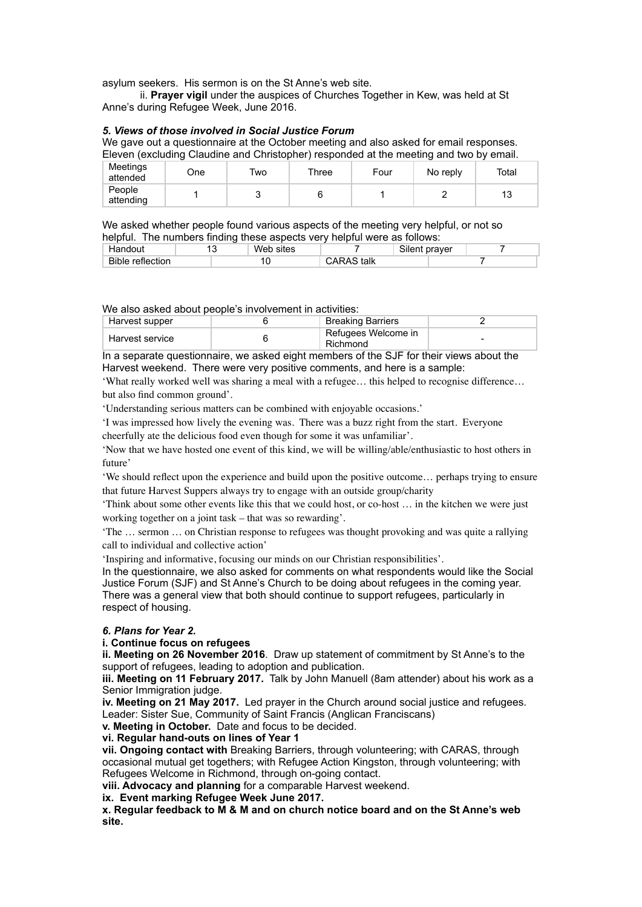asylum seekers. His sermon is on the St Anne's web site.

ii. **Prayer vigil** under the auspices of Churches Together in Kew, was held at St Anne's during Refugee Week, June 2016.

### *5. Views of those involved in Social Justice Forum*

We gave out a questionnaire at the October meeting and also asked for email responses. Eleven (excluding Claudine and Christopher) responded at the meeting and two by email.

| Meetings attended | One | Two | Three | Four | No reply | Total |
|---|---|---|---|---|---|---|
| People attending | 1 | 3 | 6 | 1 | 2 | 13 |

We asked whether people found various aspects of the meeting very helpful, or not so helpful. The numbers finding these aspects very helpful were as follows:

| Handout | 13 | Web sites | 7 | Silent prayer | 7 |
|---|---|---|---|---|---|
| Bible reflection | 10 | CARAS talk | 7 | | |

We also asked about people's involvement in activities:

| Harvest supper | 6 | Breaking Barriers | 2 |
|---|---|---|---|
| Harvest service | 6 | Refugees Welcome in Richmond | - |

In a separate questionnaire, we asked eight members of the SJF for their views about the Harvest weekend. There were very positive comments, and here is a sample:

'What really worked well was sharing a meal with a refugee… this helped to recognise difference… but also find common ground'.

'Understanding serious matters can be combined with enjoyable occasions.'

'I was impressed how lively the evening was. There was a buzz right from the start. Everyone cheerfully ate the delicious food even though for some it was unfamiliar'.

'Now that we have hosted one event of this kind, we will be willing/able/enthusiastic to host others in future'

'We should reflect upon the experience and build upon the positive outcome… perhaps trying to ensure that future Harvest Suppers always try to engage with an outside group/charity

'Think about some other events like this that we could host, or co-host … in the kitchen we were just working together on a joint task – that was so rewarding'.

'The … sermon … on Christian response to refugees was thought provoking and was quite a rallying call to individual and collective action'

'Inspiring and informative, focusing our minds on our Christian responsibilities'.

In the questionnaire, we also asked for comments on what respondents would like the Social Justice Forum (SJF) and St Anne's Church to be doing about refugees in the coming year. There was a general view that both should continue to support refugees, particularly in respect of housing.

### *6. Plans for Year 2.*

**i. Continue focus on refugees**

**ii. Meeting on 26 November 2016**. Draw up statement of commitment by St Anne's to the support of refugees, leading to adoption and publication.

**iii. Meeting on 11 February 2017.** Talk by John Manuell (8am attender) about his work as a Senior Immigration judge.

**iv. Meeting on 21 May 2017.** Led prayer in the Church around social justice and refugees. Leader: Sister Sue, Community of Saint Francis (Anglican Franciscans)

**v. Meeting in October.** Date and focus to be decided.

**vi. Regular hand-outs on lines of Year 1**

**vii. Ongoing contact with** Breaking Barriers, through volunteering; with CARAS, through occasional mutual get togethers; with Refugee Action Kingston, through volunteering; with Refugees Welcome in Richmond, through on-going contact.

**viii. Advocacy and planning** for a comparable Harvest weekend.

**ix. Event marking Refugee Week June 2017.**

**x. Regular feedback to M & M and on church notice board and on the St Anne's web site.**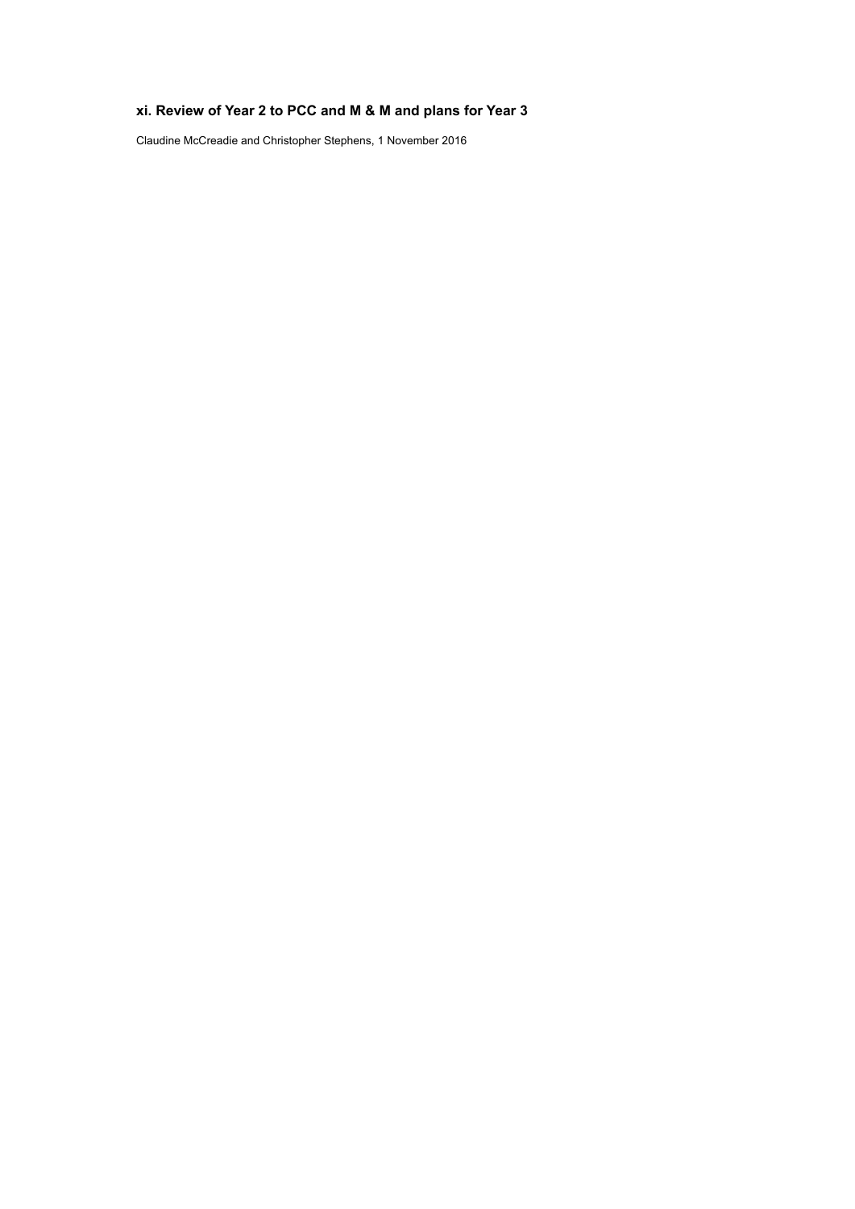### xi. Review of Year 2 to PCC and M & M and plans for Year 3

Claudine McCreadie and Christopher Stephens, 1 November 2016